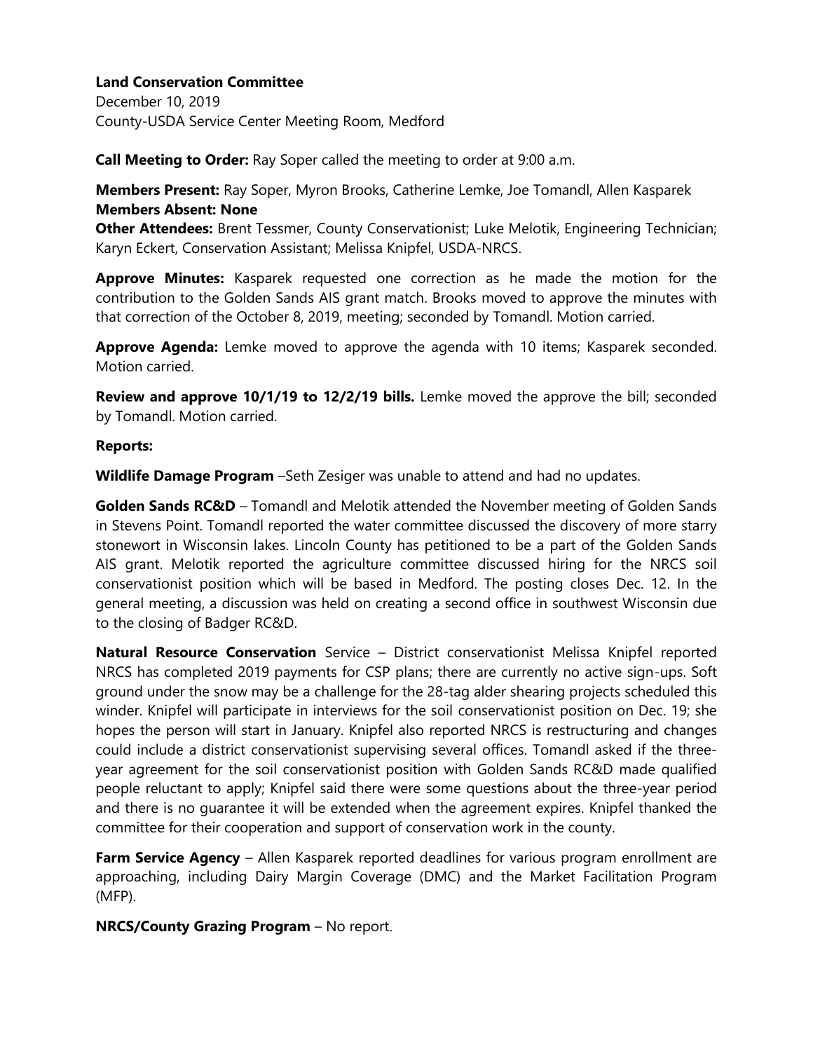**Land Conservation Committee**
December 10, 2019
County-USDA Service Center Meeting Room, Medford

**Call Meeting to Order:** Ray Soper called the meeting to order at 9:00 a.m.

**Members Present:** Ray Soper, Myron Brooks, Catherine Lemke, Joe Tomandl, Allen Kasparek
**Members Absent: None**
**Other Attendees:** Brent Tessmer, County Conservationist; Luke Melotik, Engineering Technician; Karyn Eckert, Conservation Assistant; Melissa Knipfel, USDA-NRCS.

**Approve Minutes:** Kasparek requested one correction as he made the motion for the contribution to the Golden Sands AIS grant match. Brooks moved to approve the minutes with that correction of the October 8, 2019, meeting; seconded by Tomandl. Motion carried.

**Approve Agenda:** Lemke moved to approve the agenda with 10 items; Kasparek seconded. Motion carried.

**Review and approve 10/1/19 to 12/2/19 bills.** Lemke moved the approve the bill; seconded by Tomandl. Motion carried.

**Reports:**

**Wildlife Damage Program** –Seth Zesiger was unable to attend and had no updates.

**Golden Sands RC&D** – Tomandl and Melotik attended the November meeting of Golden Sands in Stevens Point. Tomandl reported the water committee discussed the discovery of more starry stonewort in Wisconsin lakes. Lincoln County has petitioned to be a part of the Golden Sands AIS grant. Melotik reported the agriculture committee discussed hiring for the NRCS soil conservationist position which will be based in Medford. The posting closes Dec. 12. In the general meeting, a discussion was held on creating a second office in southwest Wisconsin due to the closing of Badger RC&D.

**Natural Resource Conservation** Service – District conservationist Melissa Knipfel reported NRCS has completed 2019 payments for CSP plans; there are currently no active sign-ups. Soft ground under the snow may be a challenge for the 28-tag alder shearing projects scheduled this winder. Knipfel will participate in interviews for the soil conservationist position on Dec. 19; she hopes the person will start in January. Knipfel also reported NRCS is restructuring and changes could include a district conservationist supervising several offices. Tomandl asked if the three-year agreement for the soil conservationist position with Golden Sands RC&D made qualified people reluctant to apply; Knipfel said there were some questions about the three-year period and there is no guarantee it will be extended when the agreement expires. Knipfel thanked the committee for their cooperation and support of conservation work in the county.

**Farm Service Agency** – Allen Kasparek reported deadlines for various program enrollment are approaching, including Dairy Margin Coverage (DMC) and the Market Facilitation Program (MFP).

**NRCS/County Grazing Program** – No report.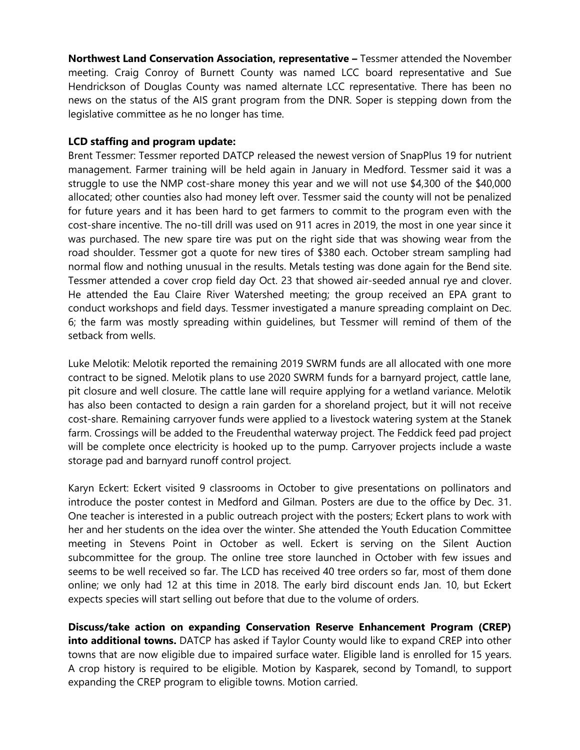**Northwest Land Conservation Association, representative –** Tessmer attended the November meeting. Craig Conroy of Burnett County was named LCC board representative and Sue Hendrickson of Douglas County was named alternate LCC representative. There has been no news on the status of the AIS grant program from the DNR. Soper is stepping down from the legislative committee as he no longer has time.

**LCD staffing and program update:**

Brent Tessmer: Tessmer reported DATCP released the newest version of SnapPlus 19 for nutrient management. Farmer training will be held again in January in Medford. Tessmer said it was a struggle to use the NMP cost-share money this year and we will not use $4,300 of the $40,000 allocated; other counties also had money left over. Tessmer said the county will not be penalized for future years and it has been hard to get farmers to commit to the program even with the cost-share incentive. The no-till drill was used on 911 acres in 2019, the most in one year since it was purchased. The new spare tire was put on the right side that was showing wear from the road shoulder. Tessmer got a quote for new tires of $380 each. October stream sampling had normal flow and nothing unusual in the results. Metals testing was done again for the Bend site. Tessmer attended a cover crop field day Oct. 23 that showed air-seeded annual rye and clover. He attended the Eau Claire River Watershed meeting; the group received an EPA grant to conduct workshops and field days. Tessmer investigated a manure spreading complaint on Dec. 6; the farm was mostly spreading within guidelines, but Tessmer will remind of them of the setback from wells.

Luke Melotik: Melotik reported the remaining 2019 SWRM funds are all allocated with one more contract to be signed. Melotik plans to use 2020 SWRM funds for a barnyard project, cattle lane, pit closure and well closure. The cattle lane will require applying for a wetland variance. Melotik has also been contacted to design a rain garden for a shoreland project, but it will not receive cost-share. Remaining carryover funds were applied to a livestock watering system at the Stanek farm. Crossings will be added to the Freudenthal waterway project. The Feddick feed pad project will be complete once electricity is hooked up to the pump. Carryover projects include a waste storage pad and barnyard runoff control project.

Karyn Eckert: Eckert visited 9 classrooms in October to give presentations on pollinators and introduce the poster contest in Medford and Gilman. Posters are due to the office by Dec. 31. One teacher is interested in a public outreach project with the posters; Eckert plans to work with her and her students on the idea over the winter. She attended the Youth Education Committee meeting in Stevens Point in October as well. Eckert is serving on the Silent Auction subcommittee for the group. The online tree store launched in October with few issues and seems to be well received so far. The LCD has received 40 tree orders so far, most of them done online; we only had 12 at this time in 2018. The early bird discount ends Jan. 10, but Eckert expects species will start selling out before that due to the volume of orders.

**Discuss/take action on expanding Conservation Reserve Enhancement Program (CREP) into additional towns.** DATCP has asked if Taylor County would like to expand CREP into other towns that are now eligible due to impaired surface water. Eligible land is enrolled for 15 years. A crop history is required to be eligible. Motion by Kasparek, second by Tomandl, to support expanding the CREP program to eligible towns. Motion carried.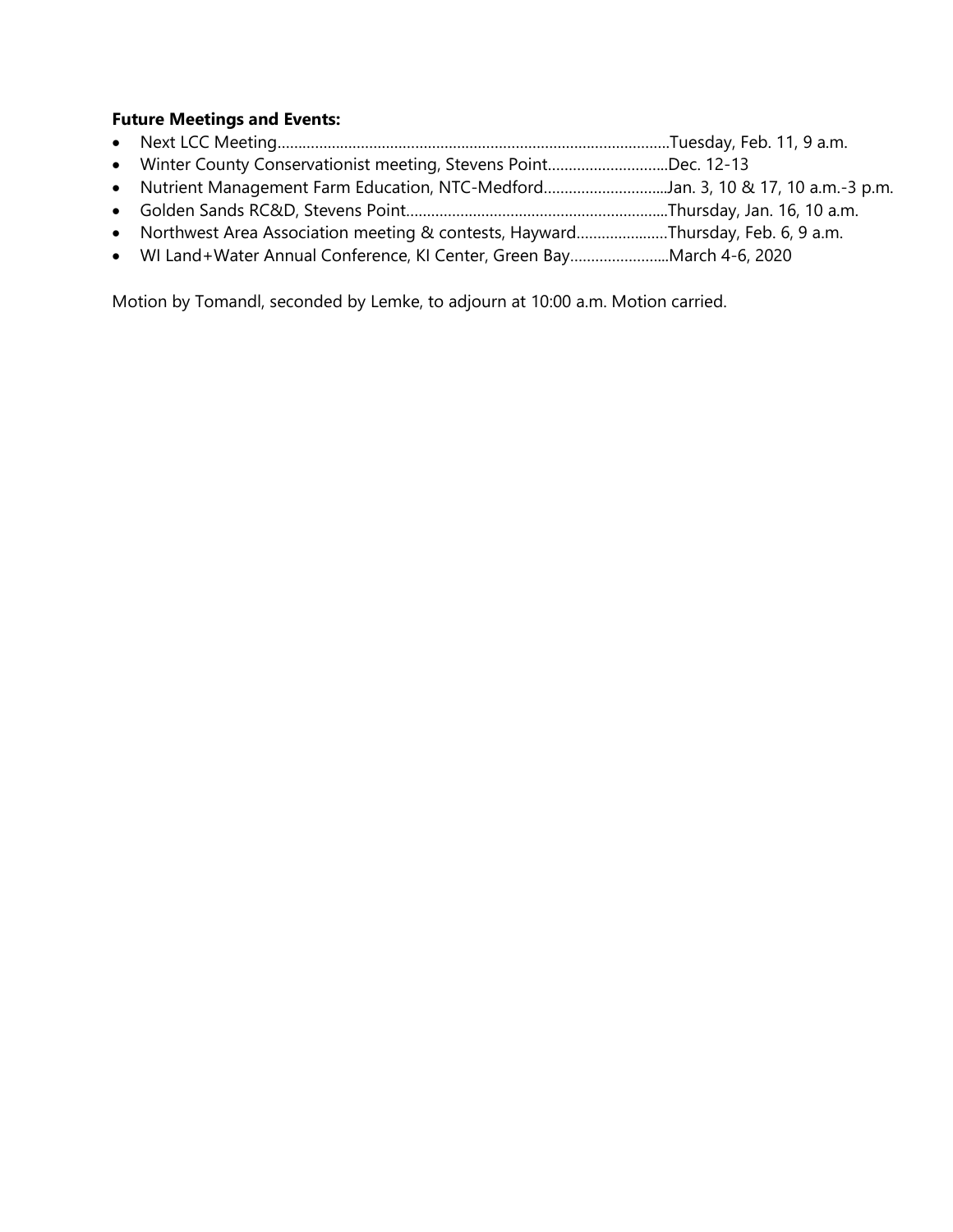**Future Meetings and Events:**

- Next LCC Meeting……………………………………………………………………………………Tuesday, Feb. 11, 9 a.m.
- Winter County Conservationist meeting, Stevens Point………………………...Dec. 12-13
- Nutrient Management Farm Education, NTC-Medford………………………...Jan. 3, 10 & 17, 10 a.m.-3 p.m.
- Golden Sands RC&D, Stevens Point……………………………………………………...Thursday, Jan. 16, 10 a.m.
- Northwest Area Association meeting & contests, Hayward…………………Thursday, Feb. 6, 9 a.m.
- WI Land+Water Annual Conference, KI Center, Green Bay…………………...March 4-6, 2020

Motion by Tomandl, seconded by Lemke, to adjourn at 10:00 a.m. Motion carried.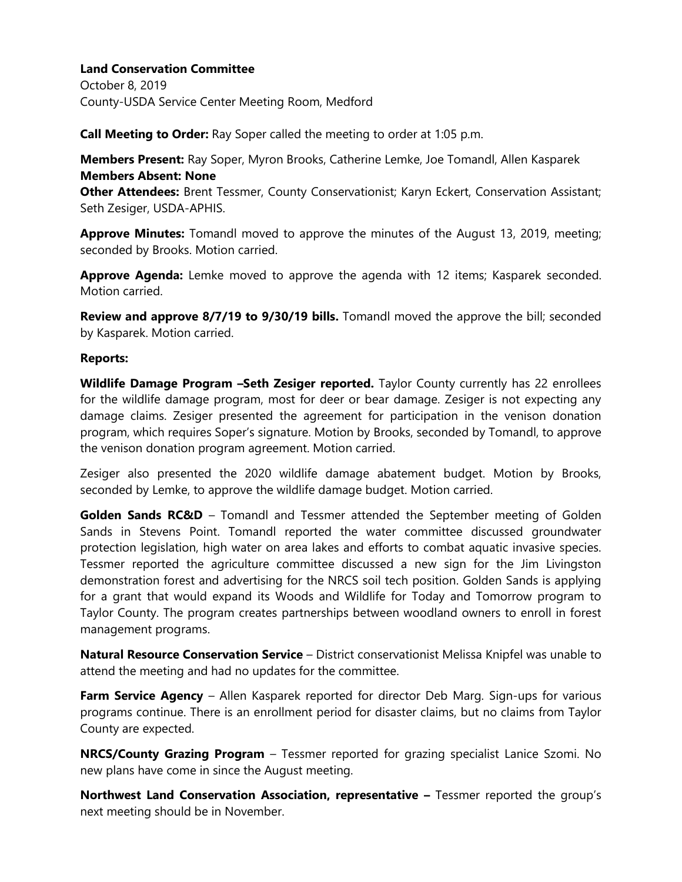**Land Conservation Committee**
October 8, 2019
County-USDA Service Center Meeting Room, Medford

**Call Meeting to Order:** Ray Soper called the meeting to order at 1:05 p.m.

**Members Present:** Ray Soper, Myron Brooks, Catherine Lemke, Joe Tomandl, Allen Kasparek
**Members Absent: None**
**Other Attendees:** Brent Tessmer, County Conservationist; Karyn Eckert, Conservation Assistant; Seth Zesiger, USDA-APHIS.

**Approve Minutes:** Tomandl moved to approve the minutes of the August 13, 2019, meeting; seconded by Brooks. Motion carried.

**Approve Agenda:** Lemke moved to approve the agenda with 12 items; Kasparek seconded. Motion carried.

**Review and approve 8/7/19 to 9/30/19 bills.** Tomandl moved the approve the bill; seconded by Kasparek. Motion carried.

**Reports:**

**Wildlife Damage Program –Seth Zesiger reported.** Taylor County currently has 22 enrollees for the wildlife damage program, most for deer or bear damage. Zesiger is not expecting any damage claims. Zesiger presented the agreement for participation in the venison donation program, which requires Soper's signature. Motion by Brooks, seconded by Tomandl, to approve the venison donation program agreement. Motion carried.

Zesiger also presented the 2020 wildlife damage abatement budget. Motion by Brooks, seconded by Lemke, to approve the wildlife damage budget. Motion carried.

**Golden Sands RC&D** – Tomandl and Tessmer attended the September meeting of Golden Sands in Stevens Point. Tomandl reported the water committee discussed groundwater protection legislation, high water on area lakes and efforts to combat aquatic invasive species. Tessmer reported the agriculture committee discussed a new sign for the Jim Livingston demonstration forest and advertising for the NRCS soil tech position. Golden Sands is applying for a grant that would expand its Woods and Wildlife for Today and Tomorrow program to Taylor County. The program creates partnerships between woodland owners to enroll in forest management programs.

**Natural Resource Conservation Service** – District conservationist Melissa Knipfel was unable to attend the meeting and had no updates for the committee.

**Farm Service Agency** – Allen Kasparek reported for director Deb Marg. Sign-ups for various programs continue. There is an enrollment period for disaster claims, but no claims from Taylor County are expected.

**NRCS/County Grazing Program** – Tessmer reported for grazing specialist Lanice Szomi. No new plans have come in since the August meeting.

**Northwest Land Conservation Association, representative –** Tessmer reported the group's next meeting should be in November.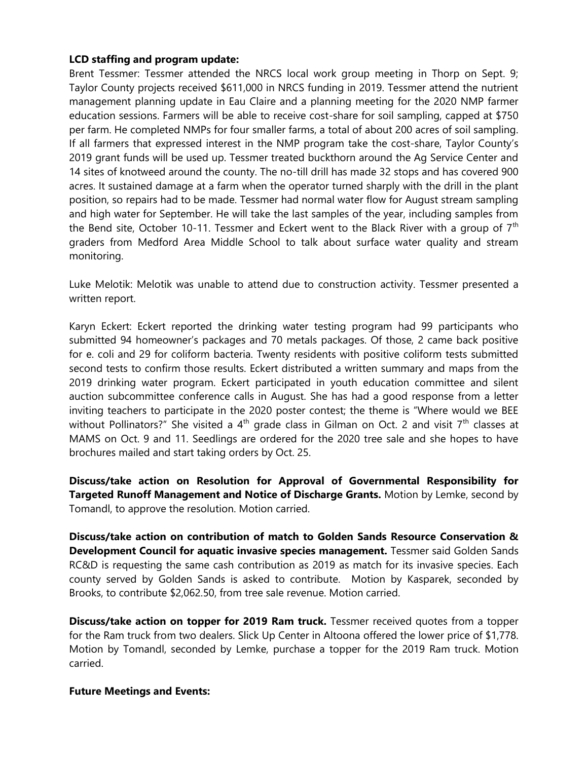**LCD staffing and program update:**

Brent Tessmer: Tessmer attended the NRCS local work group meeting in Thorp on Sept. 9; Taylor County projects received $611,000 in NRCS funding in 2019. Tessmer attend the nutrient management planning update in Eau Claire and a planning meeting for the 2020 NMP farmer education sessions. Farmers will be able to receive cost-share for soil sampling, capped at $750 per farm. He completed NMPs for four smaller farms, a total of about 200 acres of soil sampling. If all farmers that expressed interest in the NMP program take the cost-share, Taylor County's 2019 grant funds will be used up. Tessmer treated buckthorn around the Ag Service Center and 14 sites of knotweed around the county. The no-till drill has made 32 stops and has covered 900 acres. It sustained damage at a farm when the operator turned sharply with the drill in the plant position, so repairs had to be made. Tessmer had normal water flow for August stream sampling and high water for September. He will take the last samples of the year, including samples from the Bend site, October 10-11. Tessmer and Eckert went to the Black River with a group of 7th graders from Medford Area Middle School to talk about surface water quality and stream monitoring.

Luke Melotik: Melotik was unable to attend due to construction activity. Tessmer presented a written report.

Karyn Eckert: Eckert reported the drinking water testing program had 99 participants who submitted 94 homeowner's packages and 70 metals packages. Of those, 2 came back positive for e. coli and 29 for coliform bacteria. Twenty residents with positive coliform tests submitted second tests to confirm those results. Eckert distributed a written summary and maps from the 2019 drinking water program. Eckert participated in youth education committee and silent auction subcommittee conference calls in August. She has had a good response from a letter inviting teachers to participate in the 2020 poster contest; the theme is "Where would we BEE without Pollinators?" She visited a 4th grade class in Gilman on Oct. 2 and visit 7th classes at MAMS on Oct. 9 and 11. Seedlings are ordered for the 2020 tree sale and she hopes to have brochures mailed and start taking orders by Oct. 25.

**Discuss/take action on Resolution for Approval of Governmental Responsibility for Targeted Runoff Management and Notice of Discharge Grants.** Motion by Lemke, second by Tomandl, to approve the resolution. Motion carried.

**Discuss/take action on contribution of match to Golden Sands Resource Conservation & Development Council for aquatic invasive species management.** Tessmer said Golden Sands RC&D is requesting the same cash contribution as 2019 as match for its invasive species. Each county served by Golden Sands is asked to contribute. Motion by Kasparek, seconded by Brooks, to contribute $2,062.50, from tree sale revenue. Motion carried.

**Discuss/take action on topper for 2019 Ram truck.** Tessmer received quotes from a topper for the Ram truck from two dealers. Slick Up Center in Altoona offered the lower price of $1,778. Motion by Tomandl, seconded by Lemke, purchase a topper for the 2019 Ram truck. Motion carried.

**Future Meetings and Events:**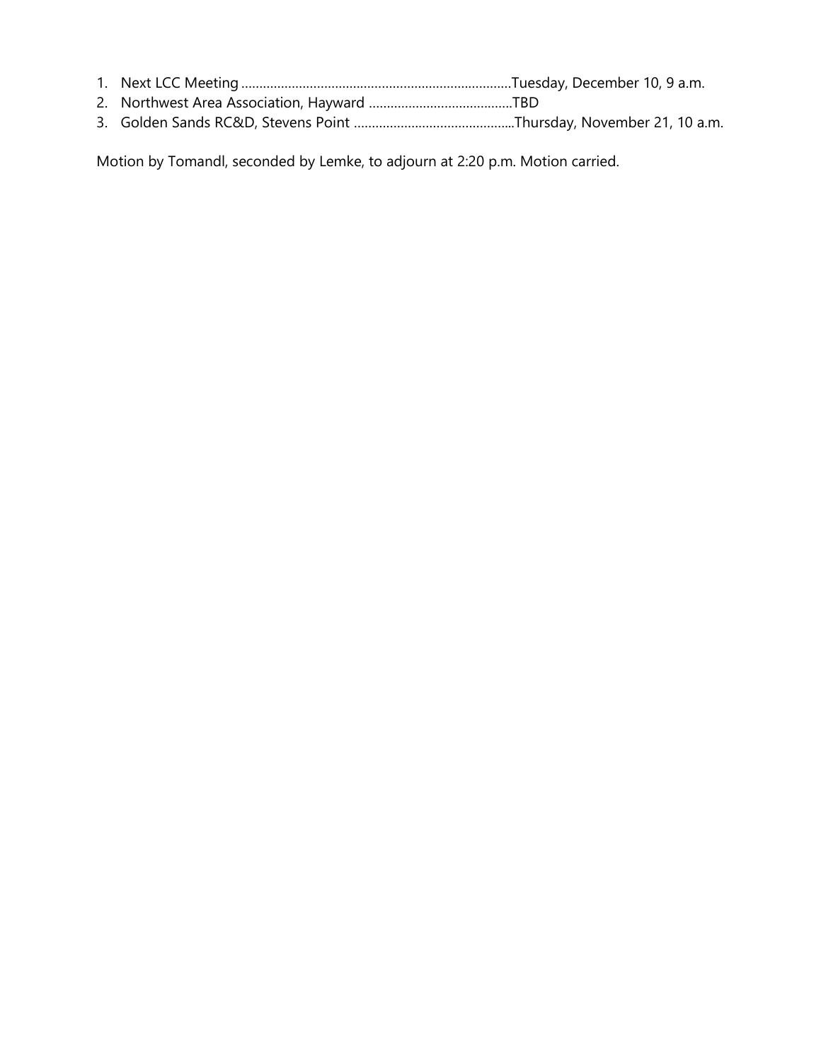1. Next LCC Meeting ............................................................................Tuesday, December 10, 9 a.m.
2. Northwest Area Association, Hayward .........................................TBD
3. Golden Sands RC&D, Stevens Point ..............................................Thursday, November 21, 10 a.m.

Motion by Tomandl, seconded by Lemke, to adjourn at 2:20 p.m. Motion carried.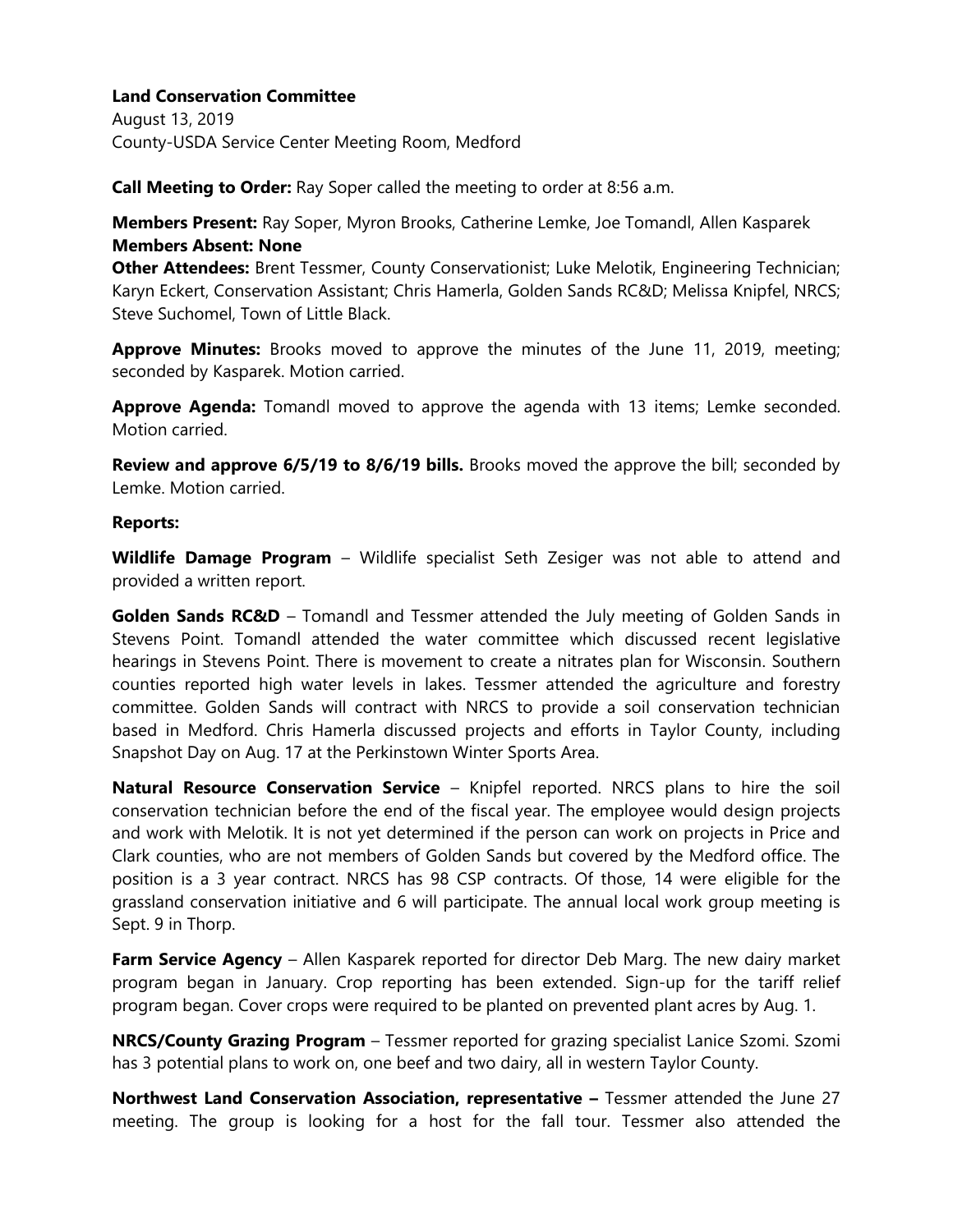**Land Conservation Committee**
August 13, 2019
County-USDA Service Center Meeting Room, Medford

**Call Meeting to Order:** Ray Soper called the meeting to order at 8:56 a.m.

**Members Present:** Ray Soper, Myron Brooks, Catherine Lemke, Joe Tomandl, Allen Kasparek
**Members Absent: None**
**Other Attendees:** Brent Tessmer, County Conservationist; Luke Melotik, Engineering Technician; Karyn Eckert, Conservation Assistant; Chris Hamerla, Golden Sands RC&D; Melissa Knipfel, NRCS; Steve Suchomel, Town of Little Black.

**Approve Minutes:** Brooks moved to approve the minutes of the June 11, 2019, meeting; seconded by Kasparek. Motion carried.

**Approve Agenda:** Tomandl moved to approve the agenda with 13 items; Lemke seconded. Motion carried.

**Review and approve 6/5/19 to 8/6/19 bills.** Brooks moved the approve the bill; seconded by Lemke. Motion carried.

**Reports:**

**Wildlife Damage Program** – Wildlife specialist Seth Zesiger was not able to attend and provided a written report.

**Golden Sands RC&D** – Tomandl and Tessmer attended the July meeting of Golden Sands in Stevens Point. Tomandl attended the water committee which discussed recent legislative hearings in Stevens Point. There is movement to create a nitrates plan for Wisconsin. Southern counties reported high water levels in lakes. Tessmer attended the agriculture and forestry committee. Golden Sands will contract with NRCS to provide a soil conservation technician based in Medford. Chris Hamerla discussed projects and efforts in Taylor County, including Snapshot Day on Aug. 17 at the Perkinstown Winter Sports Area.

**Natural Resource Conservation Service** – Knipfel reported. NRCS plans to hire the soil conservation technician before the end of the fiscal year. The employee would design projects and work with Melotik. It is not yet determined if the person can work on projects in Price and Clark counties, who are not members of Golden Sands but covered by the Medford office. The position is a 3 year contract. NRCS has 98 CSP contracts. Of those, 14 were eligible for the grassland conservation initiative and 6 will participate. The annual local work group meeting is Sept. 9 in Thorp.

**Farm Service Agency** – Allen Kasparek reported for director Deb Marg. The new dairy market program began in January. Crop reporting has been extended. Sign-up for the tariff relief program began. Cover crops were required to be planted on prevented plant acres by Aug. 1.

**NRCS/County Grazing Program** – Tessmer reported for grazing specialist Lanice Szomi. Szomi has 3 potential plans to work on, one beef and two dairy, all in western Taylor County.

**Northwest Land Conservation Association, representative –** Tessmer attended the June 27 meeting. The group is looking for a host for the fall tour. Tessmer also attended the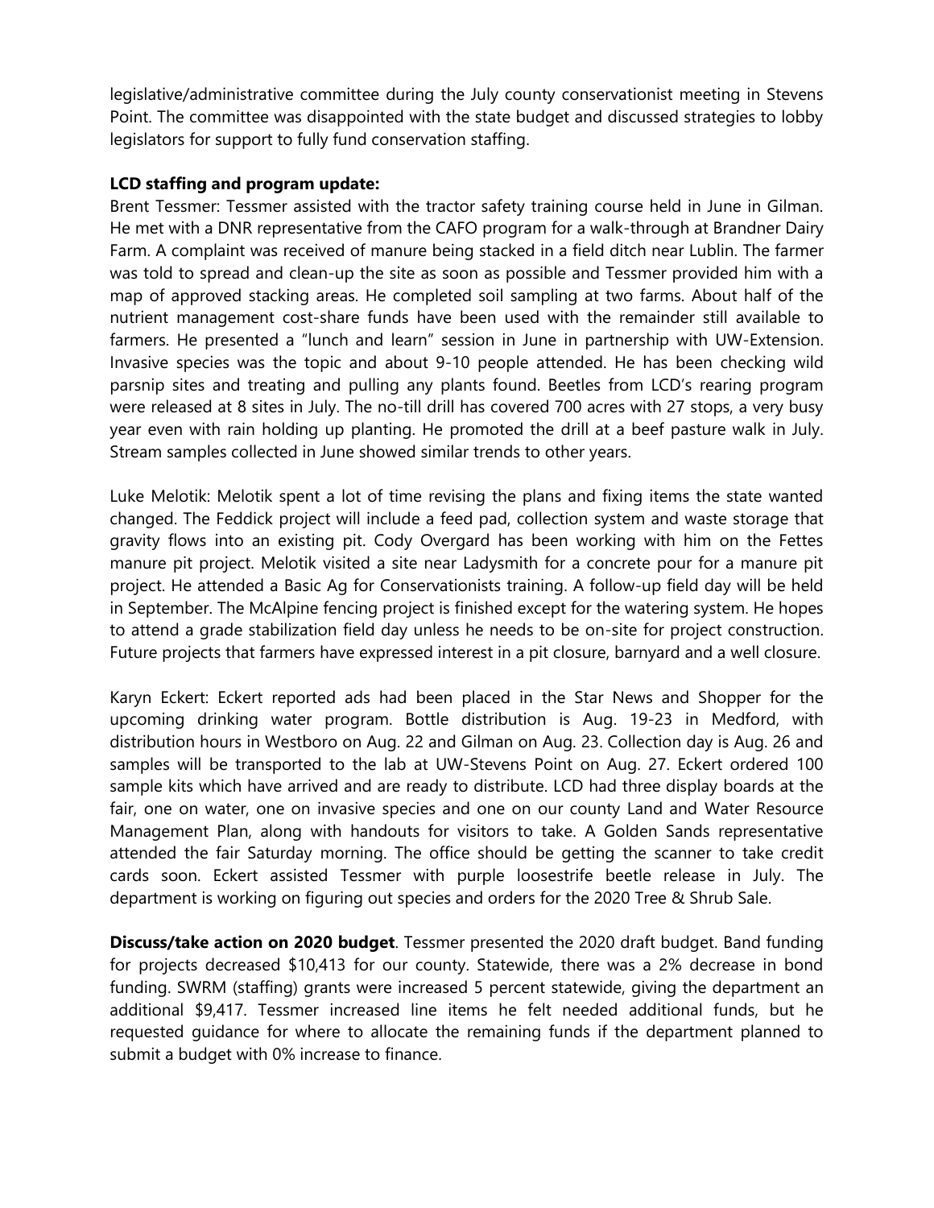legislative/administrative committee during the July county conservationist meeting in Stevens Point. The committee was disappointed with the state budget and discussed strategies to lobby legislators for support to fully fund conservation staffing.

**LCD staffing and program update:**

Brent Tessmer: Tessmer assisted with the tractor safety training course held in June in Gilman. He met with a DNR representative from the CAFO program for a walk-through at Brandner Dairy Farm. A complaint was received of manure being stacked in a field ditch near Lublin. The farmer was told to spread and clean-up the site as soon as possible and Tessmer provided him with a map of approved stacking areas. He completed soil sampling at two farms. About half of the nutrient management cost-share funds have been used with the remainder still available to farmers. He presented a "lunch and learn" session in June in partnership with UW-Extension. Invasive species was the topic and about 9-10 people attended. He has been checking wild parsnip sites and treating and pulling any plants found. Beetles from LCD's rearing program were released at 8 sites in July. The no-till drill has covered 700 acres with 27 stops, a very busy year even with rain holding up planting. He promoted the drill at a beef pasture walk in July. Stream samples collected in June showed similar trends to other years.

Luke Melotik: Melotik spent a lot of time revising the plans and fixing items the state wanted changed. The Feddick project will include a feed pad, collection system and waste storage that gravity flows into an existing pit. Cody Overgard has been working with him on the Fettes manure pit project. Melotik visited a site near Ladysmith for a concrete pour for a manure pit project. He attended a Basic Ag for Conservationists training. A follow-up field day will be held in September. The McAlpine fencing project is finished except for the watering system. He hopes to attend a grade stabilization field day unless he needs to be on-site for project construction. Future projects that farmers have expressed interest in a pit closure, barnyard and a well closure.

Karyn Eckert: Eckert reported ads had been placed in the Star News and Shopper for the upcoming drinking water program. Bottle distribution is Aug. 19-23 in Medford, with distribution hours in Westboro on Aug. 22 and Gilman on Aug. 23. Collection day is Aug. 26 and samples will be transported to the lab at UW-Stevens Point on Aug. 27. Eckert ordered 100 sample kits which have arrived and are ready to distribute. LCD had three display boards at the fair, one on water, one on invasive species and one on our county Land and Water Resource Management Plan, along with handouts for visitors to take. A Golden Sands representative attended the fair Saturday morning. The office should be getting the scanner to take credit cards soon. Eckert assisted Tessmer with purple loosestrife beetle release in July. The department is working on figuring out species and orders for the 2020 Tree & Shrub Sale.

**Discuss/take action on 2020 budget**. Tessmer presented the 2020 draft budget. Band funding for projects decreased $10,413 for our county. Statewide, there was a 2% decrease in bond funding. SWRM (staffing) grants were increased 5 percent statewide, giving the department an additional $9,417. Tessmer increased line items he felt needed additional funds, but he requested guidance for where to allocate the remaining funds if the department planned to submit a budget with 0% increase to finance.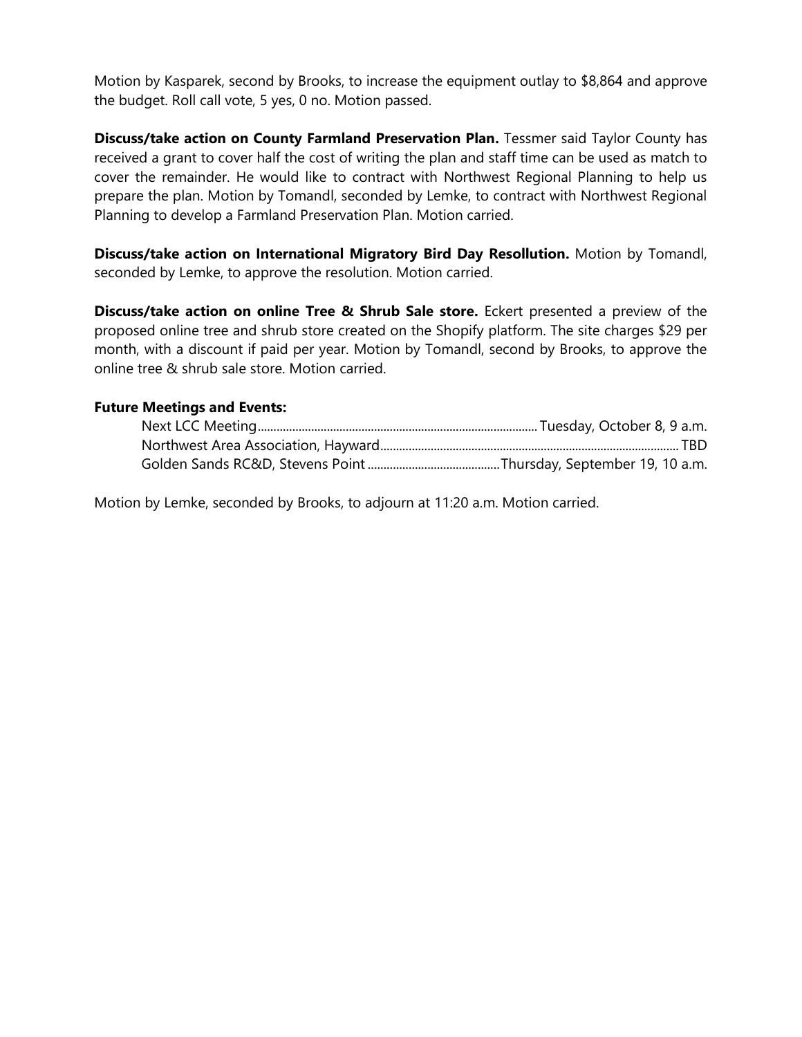Motion by Kasparek, second by Brooks, to increase the equipment outlay to $8,864 and approve the budget. Roll call vote, 5 yes, 0 no. Motion passed.

**Discuss/take action on County Farmland Preservation Plan.** Tessmer said Taylor County has received a grant to cover half the cost of writing the plan and staff time can be used as match to cover the remainder. He would like to contract with Northwest Regional Planning to help us prepare the plan. Motion by Tomandl, seconded by Lemke, to contract with Northwest Regional Planning to develop a Farmland Preservation Plan. Motion carried.

**Discuss/take action on International Migratory Bird Day Resollution.** Motion by Tomandl, seconded by Lemke, to approve the resolution. Motion carried.

**Discuss/take action on online Tree & Shrub Sale store.** Eckert presented a preview of the proposed online tree and shrub store created on the Shopify platform. The site charges $29 per month, with a discount if paid per year. Motion by Tomandl, second by Brooks, to approve the online tree & shrub sale store. Motion carried.

**Future Meetings and Events:**

Next LCC Meeting........................................ Tuesday, October 8, 9 a.m.
Northwest Area Association, Hayward........................................ TBD
Golden Sands RC&D, Stevens Point ........................................ Thursday, September 19, 10 a.m.

Motion by Lemke, seconded by Brooks, to adjourn at 11:20 a.m. Motion carried.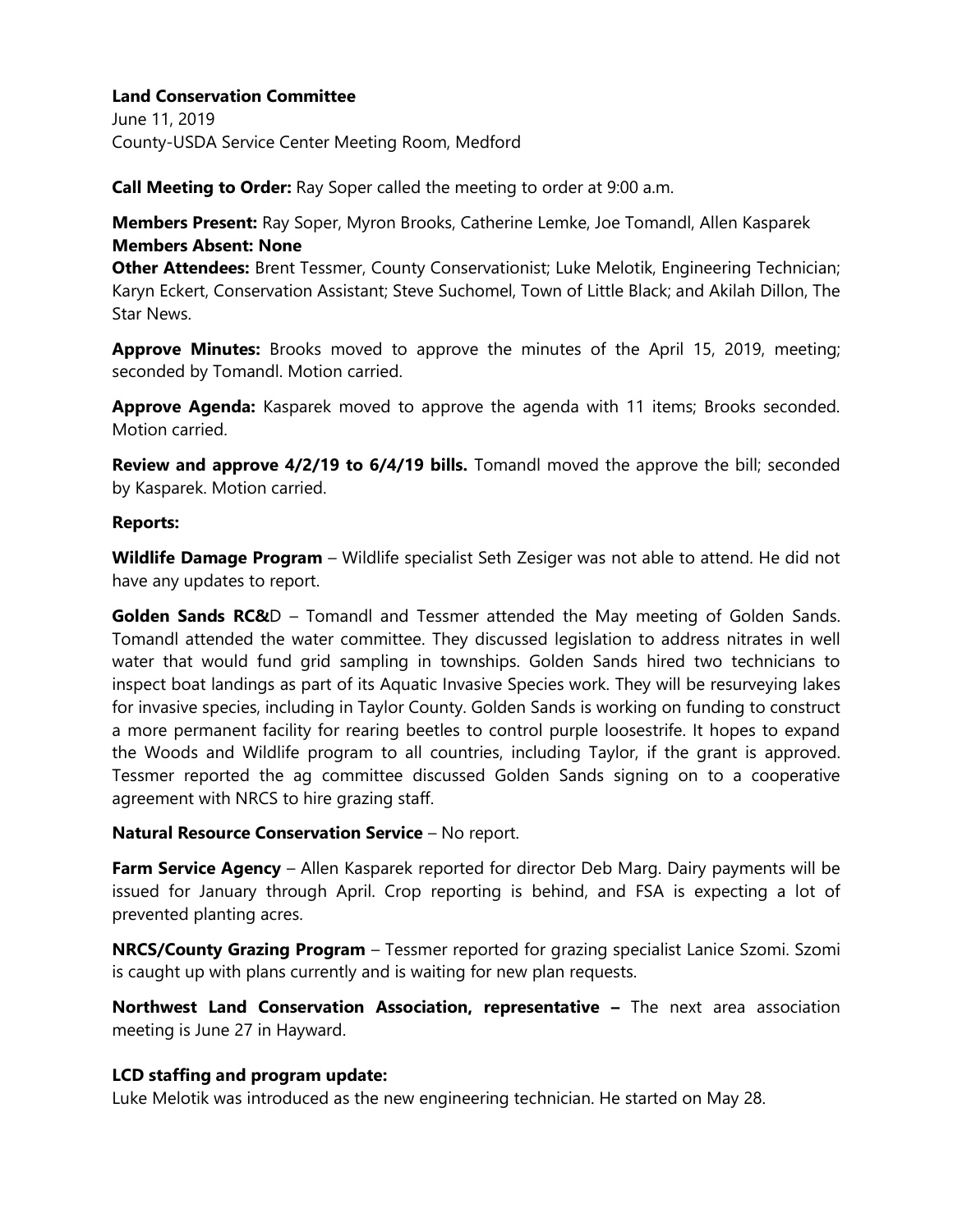**Land Conservation Committee**
June 11, 2019
County-USDA Service Center Meeting Room, Medford

**Call Meeting to Order:** Ray Soper called the meeting to order at 9:00 a.m.

**Members Present:** Ray Soper, Myron Brooks, Catherine Lemke, Joe Tomandl, Allen Kasparek
**Members Absent: None**
**Other Attendees:** Brent Tessmer, County Conservationist; Luke Melotik, Engineering Technician; Karyn Eckert, Conservation Assistant; Steve Suchomel, Town of Little Black; and Akilah Dillon, The Star News.

**Approve Minutes:** Brooks moved to approve the minutes of the April 15, 2019, meeting; seconded by Tomandl. Motion carried.

**Approve Agenda:** Kasparek moved to approve the agenda with 11 items; Brooks seconded. Motion carried.

**Review and approve 4/2/19 to 6/4/19 bills.** Tomandl moved the approve the bill; seconded by Kasparek. Motion carried.

**Reports:**

**Wildlife Damage Program** – Wildlife specialist Seth Zesiger was not able to attend. He did not have any updates to report.

**Golden Sands RC&**D – Tomandl and Tessmer attended the May meeting of Golden Sands. Tomandl attended the water committee. They discussed legislation to address nitrates in well water that would fund grid sampling in townships. Golden Sands hired two technicians to inspect boat landings as part of its Aquatic Invasive Species work. They will be resurveying lakes for invasive species, including in Taylor County. Golden Sands is working on funding to construct a more permanent facility for rearing beetles to control purple loosestrife. It hopes to expand the Woods and Wildlife program to all countries, including Taylor, if the grant is approved. Tessmer reported the ag committee discussed Golden Sands signing on to a cooperative agreement with NRCS to hire grazing staff.

**Natural Resource Conservation Service** – No report.

**Farm Service Agency** – Allen Kasparek reported for director Deb Marg. Dairy payments will be issued for January through April. Crop reporting is behind, and FSA is expecting a lot of prevented planting acres.

**NRCS/County Grazing Program** – Tessmer reported for grazing specialist Lanice Szomi. Szomi is caught up with plans currently and is waiting for new plan requests.

**Northwest Land Conservation Association, representative –** The next area association meeting is June 27 in Hayward.

**LCD staffing and program update:**
Luke Melotik was introduced as the new engineering technician. He started on May 28.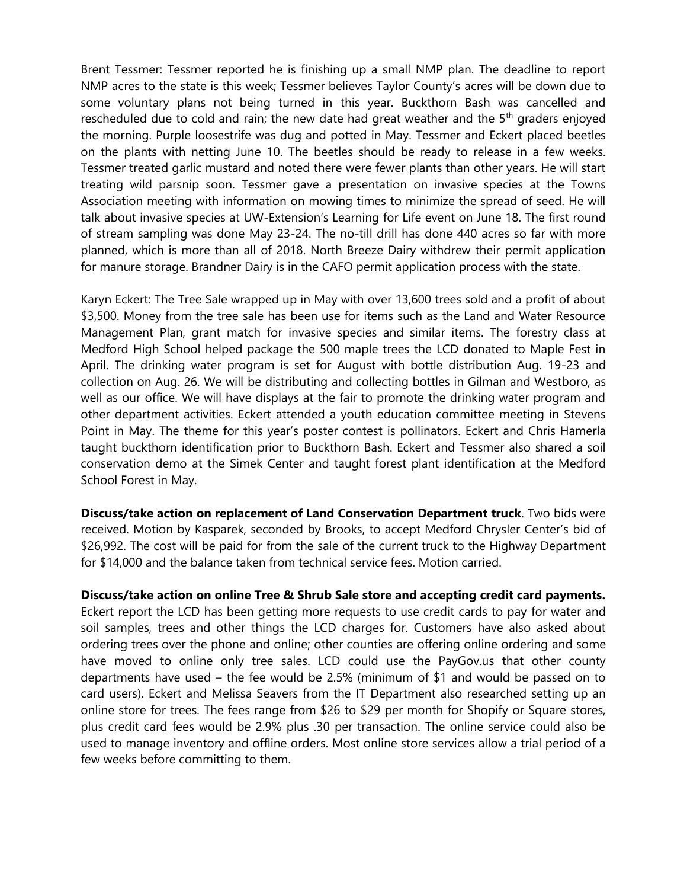Brent Tessmer: Tessmer reported he is finishing up a small NMP plan. The deadline to report NMP acres to the state is this week; Tessmer believes Taylor County's acres will be down due to some voluntary plans not being turned in this year. Buckthorn Bash was cancelled and rescheduled due to cold and rain; the new date had great weather and the 5th graders enjoyed the morning. Purple loosestrife was dug and potted in May. Tessmer and Eckert placed beetles on the plants with netting June 10. The beetles should be ready to release in a few weeks. Tessmer treated garlic mustard and noted there were fewer plants than other years. He will start treating wild parsnip soon. Tessmer gave a presentation on invasive species at the Towns Association meeting with information on mowing times to minimize the spread of seed. He will talk about invasive species at UW-Extension's Learning for Life event on June 18. The first round of stream sampling was done May 23-24. The no-till drill has done 440 acres so far with more planned, which is more than all of 2018. North Breeze Dairy withdrew their permit application for manure storage. Brandner Dairy is in the CAFO permit application process with the state.

Karyn Eckert: The Tree Sale wrapped up in May with over 13,600 trees sold and a profit of about $3,500. Money from the tree sale has been use for items such as the Land and Water Resource Management Plan, grant match for invasive species and similar items. The forestry class at Medford High School helped package the 500 maple trees the LCD donated to Maple Fest in April. The drinking water program is set for August with bottle distribution Aug. 19-23 and collection on Aug. 26. We will be distributing and collecting bottles in Gilman and Westboro, as well as our office. We will have displays at the fair to promote the drinking water program and other department activities. Eckert attended a youth education committee meeting in Stevens Point in May. The theme for this year's poster contest is pollinators. Eckert and Chris Hamerla taught buckthorn identification prior to Buckthorn Bash. Eckert and Tessmer also shared a soil conservation demo at the Simek Center and taught forest plant identification at the Medford School Forest in May.

**Discuss/take action on replacement of Land Conservation Department truck**. Two bids were received. Motion by Kasparek, seconded by Brooks, to accept Medford Chrysler Center's bid of $26,992. The cost will be paid for from the sale of the current truck to the Highway Department for $14,000 and the balance taken from technical service fees. Motion carried.

**Discuss/take action on online Tree & Shrub Sale store and accepting credit card payments.** Eckert report the LCD has been getting more requests to use credit cards to pay for water and soil samples, trees and other things the LCD charges for. Customers have also asked about ordering trees over the phone and online; other counties are offering online ordering and some have moved to online only tree sales. LCD could use the PayGov.us that other county departments have used – the fee would be 2.5% (minimum of $1 and would be passed on to card users). Eckert and Melissa Seavers from the IT Department also researched setting up an online store for trees. The fees range from $26 to $29 per month for Shopify or Square stores, plus credit card fees would be 2.9% plus .30 per transaction. The online service could also be used to manage inventory and offline orders. Most online store services allow a trial period of a few weeks before committing to them.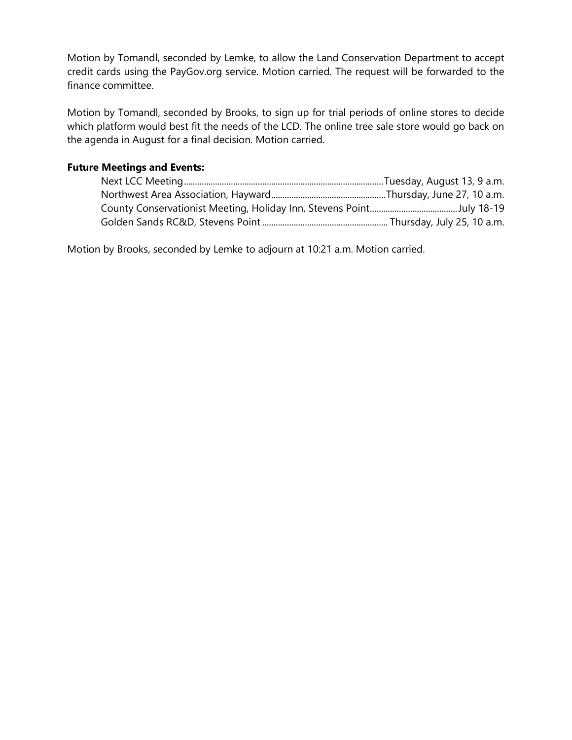Motion by Tomandl, seconded by Lemke, to allow the Land Conservation Department to accept credit cards using the PayGov.org service. Motion carried. The request will be forwarded to the finance committee.

Motion by Tomandl, seconded by Brooks, to sign up for trial periods of online stores to decide which platform would best fit the needs of the LCD. The online tree sale store would go back on the agenda in August for a final decision. Motion carried.

**Future Meetings and Events:**

Next LCC Meeting........................................................................................Tuesday, August 13, 9 a.m.
Northwest Area Association, Hayward..................................................Thursday, June 27, 10 a.m.
County Conservationist Meeting, Holiday Inn, Stevens Point.......................................July 18-19
Golden Sands RC&D, Stevens Point ....................................................... Thursday, July 25, 10 a.m.

Motion by Brooks, seconded by Lemke to adjourn at 10:21 a.m. Motion carried.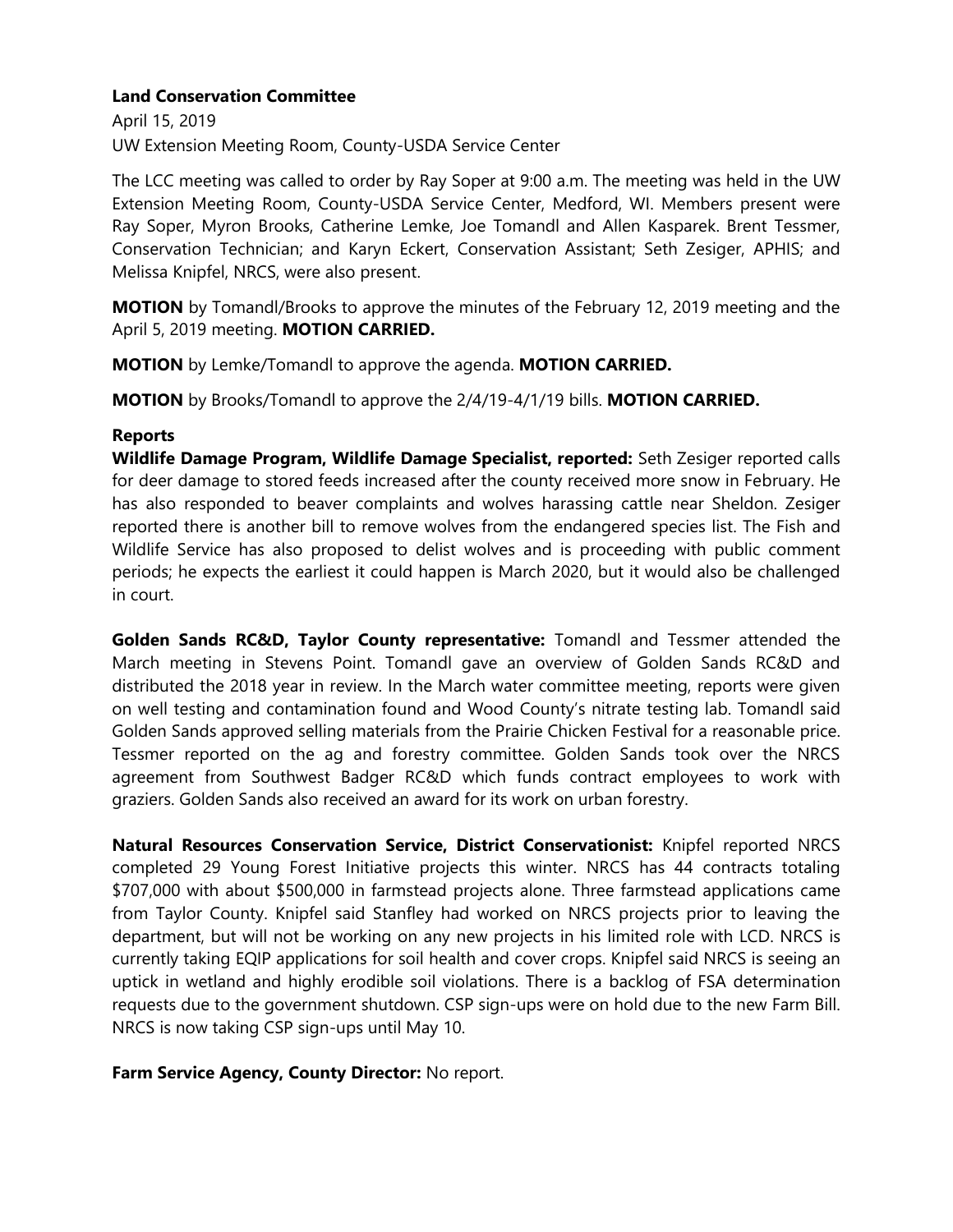**Land Conservation Committee**

April 15, 2019

UW Extension Meeting Room, County-USDA Service Center

The LCC meeting was called to order by Ray Soper at 9:00 a.m. The meeting was held in the UW Extension Meeting Room, County-USDA Service Center, Medford, WI. Members present were Ray Soper, Myron Brooks, Catherine Lemke, Joe Tomandl and Allen Kasparek. Brent Tessmer, Conservation Technician; and Karyn Eckert, Conservation Assistant; Seth Zesiger, APHIS; and Melissa Knipfel, NRCS, were also present.

**MOTION** by Tomandl/Brooks to approve the minutes of the February 12, 2019 meeting and the April 5, 2019 meeting. **MOTION CARRIED.**

**MOTION** by Lemke/Tomandl to approve the agenda. **MOTION CARRIED.**

**MOTION** by Brooks/Tomandl to approve the 2/4/19-4/1/19 bills. **MOTION CARRIED.**

**Reports**

**Wildlife Damage Program, Wildlife Damage Specialist, reported:** Seth Zesiger reported calls for deer damage to stored feeds increased after the county received more snow in February. He has also responded to beaver complaints and wolves harassing cattle near Sheldon. Zesiger reported there is another bill to remove wolves from the endangered species list. The Fish and Wildlife Service has also proposed to delist wolves and is proceeding with public comment periods; he expects the earliest it could happen is March 2020, but it would also be challenged in court.

**Golden Sands RC&D, Taylor County representative:** Tomandl and Tessmer attended the March meeting in Stevens Point. Tomandl gave an overview of Golden Sands RC&D and distributed the 2018 year in review. In the March water committee meeting, reports were given on well testing and contamination found and Wood County's nitrate testing lab. Tomandl said Golden Sands approved selling materials from the Prairie Chicken Festival for a reasonable price. Tessmer reported on the ag and forestry committee. Golden Sands took over the NRCS agreement from Southwest Badger RC&D which funds contract employees to work with graziers. Golden Sands also received an award for its work on urban forestry.

**Natural Resources Conservation Service, District Conservationist:** Knipfel reported NRCS completed 29 Young Forest Initiative projects this winter. NRCS has 44 contracts totaling \$707,000 with about \$500,000 in farmstead projects alone. Three farmstead applications came from Taylor County. Knipfel said Stanfley had worked on NRCS projects prior to leaving the department, but will not be working on any new projects in his limited role with LCD. NRCS is currently taking EQIP applications for soil health and cover crops. Knipfel said NRCS is seeing an uptick in wetland and highly erodible soil violations. There is a backlog of FSA determination requests due to the government shutdown. CSP sign-ups were on hold due to the new Farm Bill. NRCS is now taking CSP sign-ups until May 10.

**Farm Service Agency, County Director:** No report.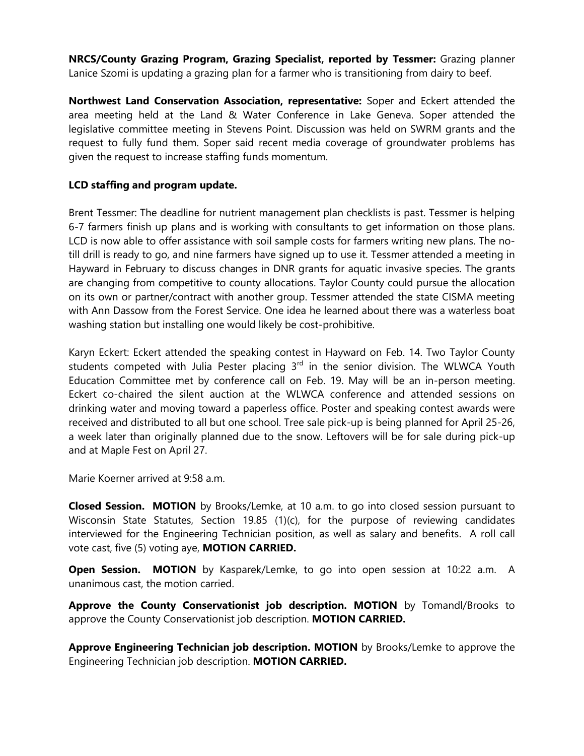**NRCS/County Grazing Program, Grazing Specialist, reported by Tessmer:** Grazing planner Lanice Szomi is updating a grazing plan for a farmer who is transitioning from dairy to beef.

**Northwest Land Conservation Association, representative:** Soper and Eckert attended the area meeting held at the Land & Water Conference in Lake Geneva. Soper attended the legislative committee meeting in Stevens Point. Discussion was held on SWRM grants and the request to fully fund them. Soper said recent media coverage of groundwater problems has given the request to increase staffing funds momentum.

**LCD staffing and program update.**

Brent Tessmer: The deadline for nutrient management plan checklists is past. Tessmer is helping 6-7 farmers finish up plans and is working with consultants to get information on those plans. LCD is now able to offer assistance with soil sample costs for farmers writing new plans. The no-till drill is ready to go, and nine farmers have signed up to use it. Tessmer attended a meeting in Hayward in February to discuss changes in DNR grants for aquatic invasive species. The grants are changing from competitive to county allocations. Taylor County could pursue the allocation on its own or partner/contract with another group. Tessmer attended the state CISMA meeting with Ann Dassow from the Forest Service. One idea he learned about there was a waterless boat washing station but installing one would likely be cost-prohibitive.

Karyn Eckert: Eckert attended the speaking contest in Hayward on Feb. 14. Two Taylor County students competed with Julia Pester placing 3rd in the senior division. The WLWCA Youth Education Committee met by conference call on Feb. 19. May will be an in-person meeting. Eckert co-chaired the silent auction at the WLWCA conference and attended sessions on drinking water and moving toward a paperless office. Poster and speaking contest awards were received and distributed to all but one school. Tree sale pick-up is being planned for April 25-26, a week later than originally planned due to the snow. Leftovers will be for sale during pick-up and at Maple Fest on April 27.

Marie Koerner arrived at 9:58 a.m.

**Closed Session. MOTION** by Brooks/Lemke, at 10 a.m. to go into closed session pursuant to Wisconsin State Statutes, Section 19.85 (1)(c), for the purpose of reviewing candidates interviewed for the Engineering Technician position, as well as salary and benefits. A roll call vote cast, five (5) voting aye, **MOTION CARRIED.**

**Open Session. MOTION** by Kasparek/Lemke, to go into open session at 10:22 a.m. A unanimous cast, the motion carried.

**Approve the County Conservationist job description. MOTION** by Tomandl/Brooks to approve the County Conservationist job description. **MOTION CARRIED.**

**Approve Engineering Technician job description. MOTION** by Brooks/Lemke to approve the Engineering Technician job description. **MOTION CARRIED.**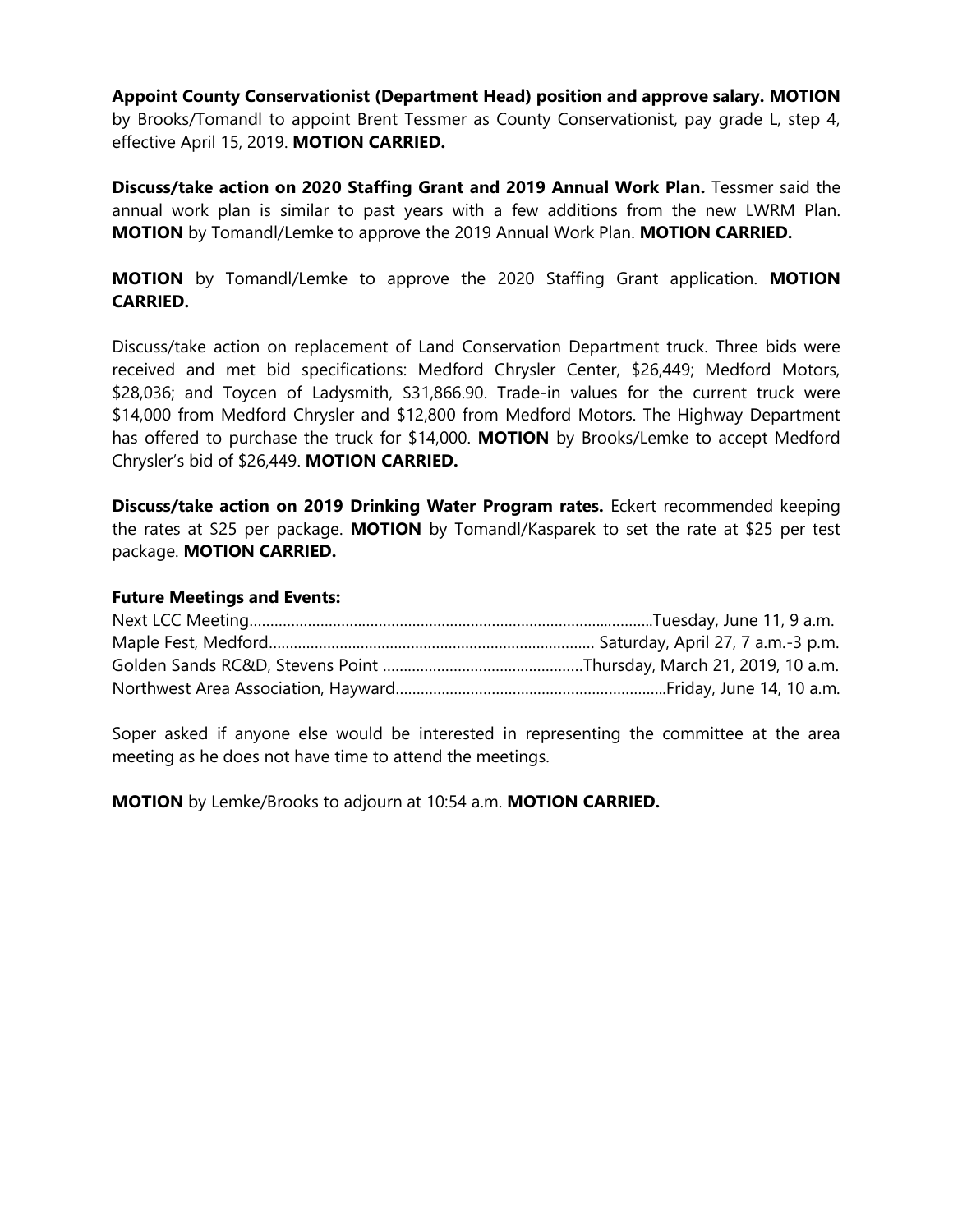**Appoint County Conservationist (Department Head) position and approve salary. MOTION** by Brooks/Tomandl to appoint Brent Tessmer as County Conservationist, pay grade L, step 4, effective April 15, 2019. **MOTION CARRIED.**

**Discuss/take action on 2020 Staffing Grant and 2019 Annual Work Plan.** Tessmer said the annual work plan is similar to past years with a few additions from the new LWRM Plan. **MOTION** by Tomandl/Lemke to approve the 2019 Annual Work Plan. **MOTION CARRIED.**

**MOTION** by Tomandl/Lemke to approve the 2020 Staffing Grant application. **MOTION CARRIED.**

Discuss/take action on replacement of Land Conservation Department truck. Three bids were received and met bid specifications: Medford Chrysler Center, $26,449; Medford Motors, $28,036; and Toycen of Ladysmith, $31,866.90. Trade-in values for the current truck were $14,000 from Medford Chrysler and $12,800 from Medford Motors. The Highway Department has offered to purchase the truck for $14,000. **MOTION** by Brooks/Lemke to accept Medford Chrysler's bid of $26,449. **MOTION CARRIED.**

**Discuss/take action on 2019 Drinking Water Program rates.** Eckert recommended keeping the rates at $25 per package. **MOTION** by Tomandl/Kasparek to set the rate at $25 per test package. **MOTION CARRIED.**

**Future Meetings and Events:**

Next LCC Meeting.......................................................................................Tuesday, June 11, 9 a.m.
Maple Fest, Medford.............................................................................. Saturday, April 27, 7 a.m.-3 p.m.
Golden Sands RC&D, Stevens Point ................................................Thursday, March 21, 2019, 10 a.m.
Northwest Area Association, Hayward.................................................................Friday, June 14, 10 a.m.

Soper asked if anyone else would be interested in representing the committee at the area meeting as he does not have time to attend the meetings.

**MOTION** by Lemke/Brooks to adjourn at 10:54 a.m. **MOTION CARRIED.**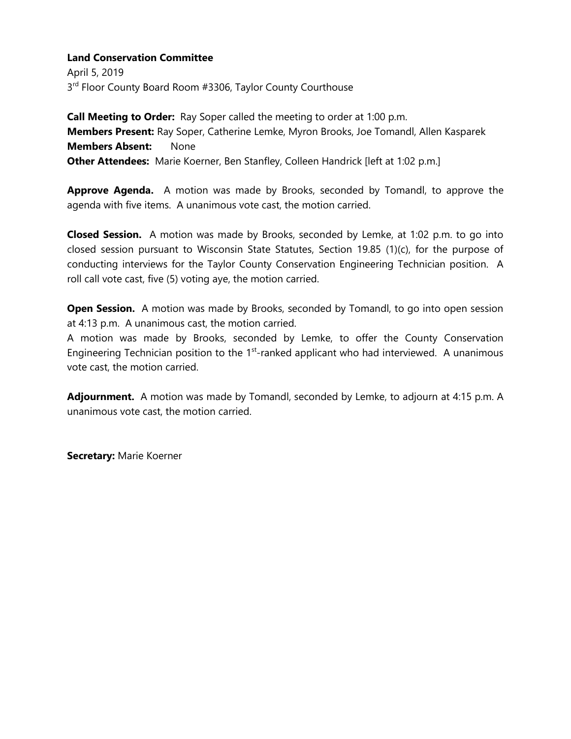**Land Conservation Committee**
April 5, 2019
3rd Floor County Board Room #3306, Taylor County Courthouse

**Call Meeting to Order:** Ray Soper called the meeting to order at 1:00 p.m.
**Members Present:** Ray Soper, Catherine Lemke, Myron Brooks, Joe Tomandl, Allen Kasparek
**Members Absent:** None
**Other Attendees:** Marie Koerner, Ben Stanfley, Colleen Handrick [left at 1:02 p.m.]

**Approve Agenda.** A motion was made by Brooks, seconded by Tomandl, to approve the agenda with five items. A unanimous vote cast, the motion carried.

**Closed Session.** A motion was made by Brooks, seconded by Lemke, at 1:02 p.m. to go into closed session pursuant to Wisconsin State Statutes, Section 19.85 (1)(c), for the purpose of conducting interviews for the Taylor County Conservation Engineering Technician position. A roll call vote cast, five (5) voting aye, the motion carried.

**Open Session.** A motion was made by Brooks, seconded by Tomandl, to go into open session at 4:13 p.m. A unanimous cast, the motion carried.
A motion was made by Brooks, seconded by Lemke, to offer the County Conservation Engineering Technician position to the 1st-ranked applicant who had interviewed. A unanimous vote cast, the motion carried.

**Adjournment.** A motion was made by Tomandl, seconded by Lemke, to adjourn at 4:15 p.m. A unanimous vote cast, the motion carried.

**Secretary:** Marie Koerner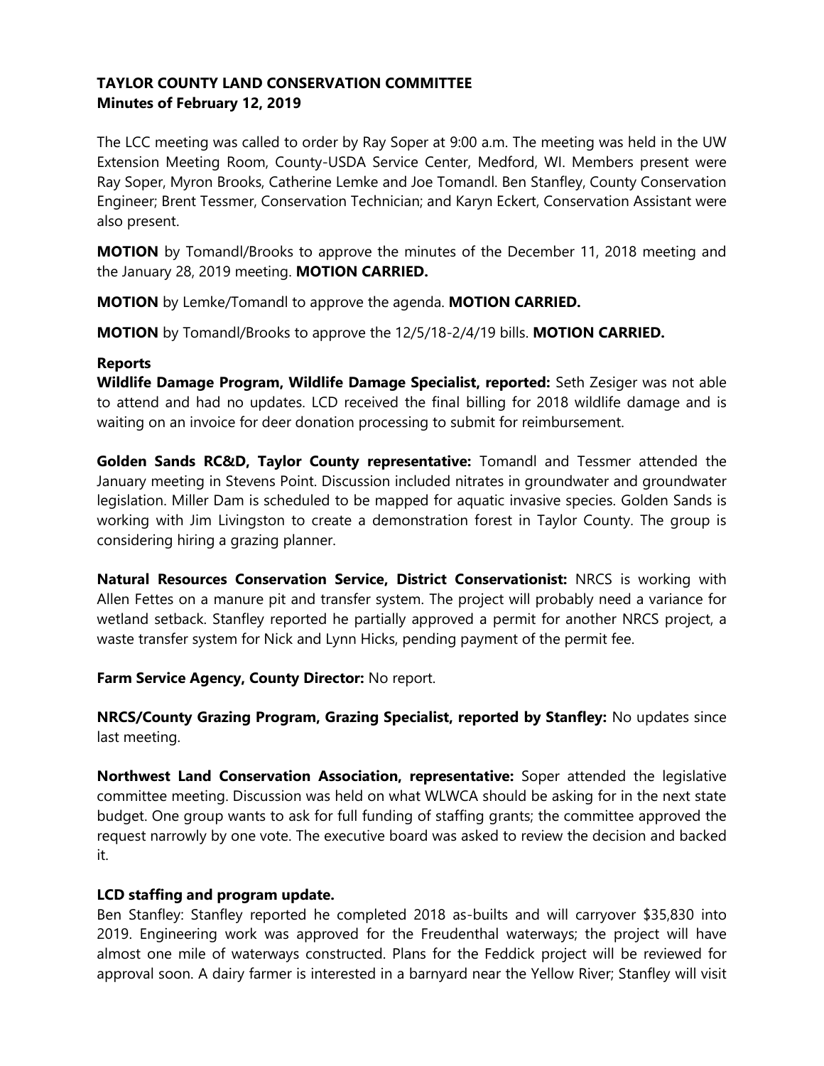**TAYLOR COUNTY LAND CONSERVATION COMMITTEE**
**Minutes of February 12, 2019**

The LCC meeting was called to order by Ray Soper at 9:00 a.m. The meeting was held in the UW Extension Meeting Room, County-USDA Service Center, Medford, WI. Members present were Ray Soper, Myron Brooks, Catherine Lemke and Joe Tomandl. Ben Stanfley, County Conservation Engineer; Brent Tessmer, Conservation Technician; and Karyn Eckert, Conservation Assistant were also present.

**MOTION** by Tomandl/Brooks to approve the minutes of the December 11, 2018 meeting and the January 28, 2019 meeting. **MOTION CARRIED.**

**MOTION** by Lemke/Tomandl to approve the agenda. **MOTION CARRIED.**

**MOTION** by Tomandl/Brooks to approve the 12/5/18-2/4/19 bills. **MOTION CARRIED.**

**Reports**

**Wildlife Damage Program, Wildlife Damage Specialist, reported:** Seth Zesiger was not able to attend and had no updates. LCD received the final billing for 2018 wildlife damage and is waiting on an invoice for deer donation processing to submit for reimbursement.

**Golden Sands RC&D, Taylor County representative:** Tomandl and Tessmer attended the January meeting in Stevens Point. Discussion included nitrates in groundwater and groundwater legislation. Miller Dam is scheduled to be mapped for aquatic invasive species. Golden Sands is working with Jim Livingston to create a demonstration forest in Taylor County. The group is considering hiring a grazing planner.

**Natural Resources Conservation Service, District Conservationist:** NRCS is working with Allen Fettes on a manure pit and transfer system. The project will probably need a variance for wetland setback. Stanfley reported he partially approved a permit for another NRCS project, a waste transfer system for Nick and Lynn Hicks, pending payment of the permit fee.

**Farm Service Agency, County Director:** No report.

**NRCS/County Grazing Program, Grazing Specialist, reported by Stanfley:** No updates since last meeting.

**Northwest Land Conservation Association, representative:** Soper attended the legislative committee meeting. Discussion was held on what WLWCA should be asking for in the next state budget. One group wants to ask for full funding of staffing grants; the committee approved the request narrowly by one vote. The executive board was asked to review the decision and backed it.

**LCD staffing and program update.**

Ben Stanfley: Stanfley reported he completed 2018 as-builts and will carryover $35,830 into 2019. Engineering work was approved for the Freudenthal waterways; the project will have almost one mile of waterways constructed. Plans for the Feddick project will be reviewed for approval soon. A dairy farmer is interested in a barnyard near the Yellow River; Stanfley will visit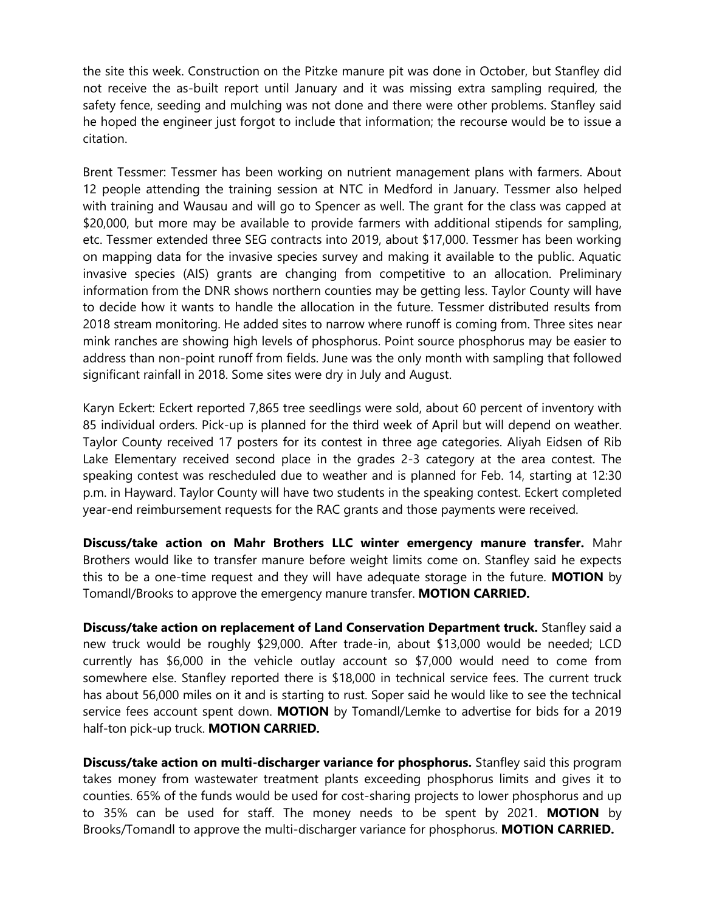the site this week. Construction on the Pitzke manure pit was done in October, but Stanfley did not receive the as-built report until January and it was missing extra sampling required, the safety fence, seeding and mulching was not done and there were other problems. Stanfley said he hoped the engineer just forgot to include that information; the recourse would be to issue a citation.

Brent Tessmer: Tessmer has been working on nutrient management plans with farmers. About 12 people attending the training session at NTC in Medford in January. Tessmer also helped with training and Wausau and will go to Spencer as well. The grant for the class was capped at $20,000, but more may be available to provide farmers with additional stipends for sampling, etc. Tessmer extended three SEG contracts into 2019, about $17,000. Tessmer has been working on mapping data for the invasive species survey and making it available to the public. Aquatic invasive species (AIS) grants are changing from competitive to an allocation. Preliminary information from the DNR shows northern counties may be getting less. Taylor County will have to decide how it wants to handle the allocation in the future. Tessmer distributed results from 2018 stream monitoring. He added sites to narrow where runoff is coming from. Three sites near mink ranches are showing high levels of phosphorus. Point source phosphorus may be easier to address than non-point runoff from fields. June was the only month with sampling that followed significant rainfall in 2018. Some sites were dry in July and August.

Karyn Eckert: Eckert reported 7,865 tree seedlings were sold, about 60 percent of inventory with 85 individual orders. Pick-up is planned for the third week of April but will depend on weather. Taylor County received 17 posters for its contest in three age categories. Aliyah Eidsen of Rib Lake Elementary received second place in the grades 2-3 category at the area contest. The speaking contest was rescheduled due to weather and is planned for Feb. 14, starting at 12:30 p.m. in Hayward. Taylor County will have two students in the speaking contest. Eckert completed year-end reimbursement requests for the RAC grants and those payments were received.

**Discuss/take action on Mahr Brothers LLC winter emergency manure transfer.** Mahr Brothers would like to transfer manure before weight limits come on. Stanfley said he expects this to be a one-time request and they will have adequate storage in the future. **MOTION** by Tomandl/Brooks to approve the emergency manure transfer. **MOTION CARRIED.**

**Discuss/take action on replacement of Land Conservation Department truck.** Stanfley said a new truck would be roughly $29,000. After trade-in, about $13,000 would be needed; LCD currently has $6,000 in the vehicle outlay account so $7,000 would need to come from somewhere else. Stanfley reported there is $18,000 in technical service fees. The current truck has about 56,000 miles on it and is starting to rust. Soper said he would like to see the technical service fees account spent down. **MOTION** by Tomandl/Lemke to advertise for bids for a 2019 half-ton pick-up truck. **MOTION CARRIED.**

**Discuss/take action on multi-discharger variance for phosphorus.** Stanfley said this program takes money from wastewater treatment plants exceeding phosphorus limits and gives it to counties. 65% of the funds would be used for cost-sharing projects to lower phosphorus and up to 35% can be used for staff. The money needs to be spent by 2021. **MOTION** by Brooks/Tomandl to approve the multi-discharger variance for phosphorus. **MOTION CARRIED.**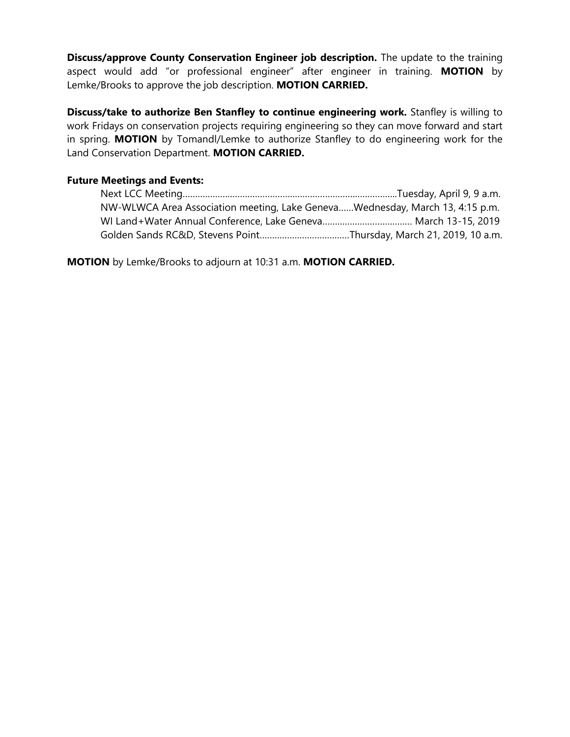**Discuss/approve County Conservation Engineer job description.** The update to the training aspect would add "or professional engineer" after engineer in training. **MOTION** by Lemke/Brooks to approve the job description. **MOTION CARRIED.**

**Discuss/take to authorize Ben Stanfley to continue engineering work.** Stanfley is willing to work Fridays on conservation projects requiring engineering so they can move forward and start in spring. **MOTION** by Tomandl/Lemke to authorize Stanfley to do engineering work for the Land Conservation Department. **MOTION CARRIED.**

**Future Meetings and Events:**

Next LCC Meeting.....................................................................................Tuesday, April 9, 9 a.m.
NW-WLWCA Area Association meeting, Lake Geneva......Wednesday, March 13, 4:15 p.m.
WI Land+Water Annual Conference, Lake Geneva.................................... March 13-15, 2019
Golden Sands RC&D, Stevens Point....................................Thursday, March 21, 2019, 10 a.m.

**MOTION** by Lemke/Brooks to adjourn at 10:31 a.m. **MOTION CARRIED.**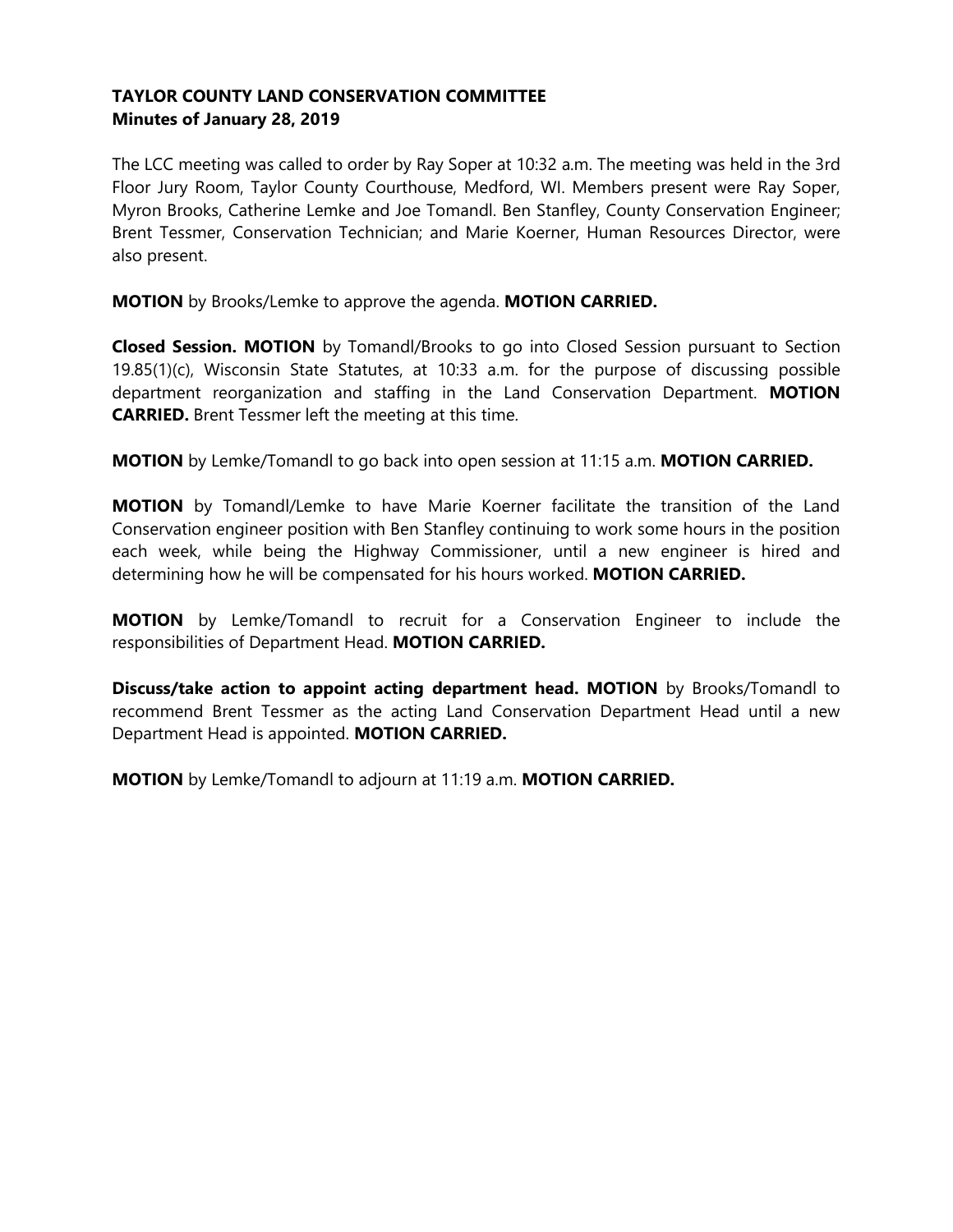**TAYLOR COUNTY LAND CONSERVATION COMMITTEE**
**Minutes of January 28, 2019**

The LCC meeting was called to order by Ray Soper at 10:32 a.m. The meeting was held in the 3rd Floor Jury Room, Taylor County Courthouse, Medford, WI. Members present were Ray Soper, Myron Brooks, Catherine Lemke and Joe Tomandl. Ben Stanfley, County Conservation Engineer; Brent Tessmer, Conservation Technician; and Marie Koerner, Human Resources Director, were also present.

**MOTION** by Brooks/Lemke to approve the agenda. **MOTION CARRIED.**

**Closed Session. MOTION** by Tomandl/Brooks to go into Closed Session pursuant to Section 19.85(1)(c), Wisconsin State Statutes, at 10:33 a.m. for the purpose of discussing possible department reorganization and staffing in the Land Conservation Department. **MOTION CARRIED.** Brent Tessmer left the meeting at this time.

**MOTION** by Lemke/Tomandl to go back into open session at 11:15 a.m. **MOTION CARRIED.**

**MOTION** by Tomandl/Lemke to have Marie Koerner facilitate the transition of the Land Conservation engineer position with Ben Stanfley continuing to work some hours in the position each week, while being the Highway Commissioner, until a new engineer is hired and determining how he will be compensated for his hours worked. **MOTION CARRIED.**

**MOTION** by Lemke/Tomandl to recruit for a Conservation Engineer to include the responsibilities of Department Head. **MOTION CARRIED.**

**Discuss/take action to appoint acting department head. MOTION** by Brooks/Tomandl to recommend Brent Tessmer as the acting Land Conservation Department Head until a new Department Head is appointed. **MOTION CARRIED.**

**MOTION** by Lemke/Tomandl to adjourn at 11:19 a.m. **MOTION CARRIED.**